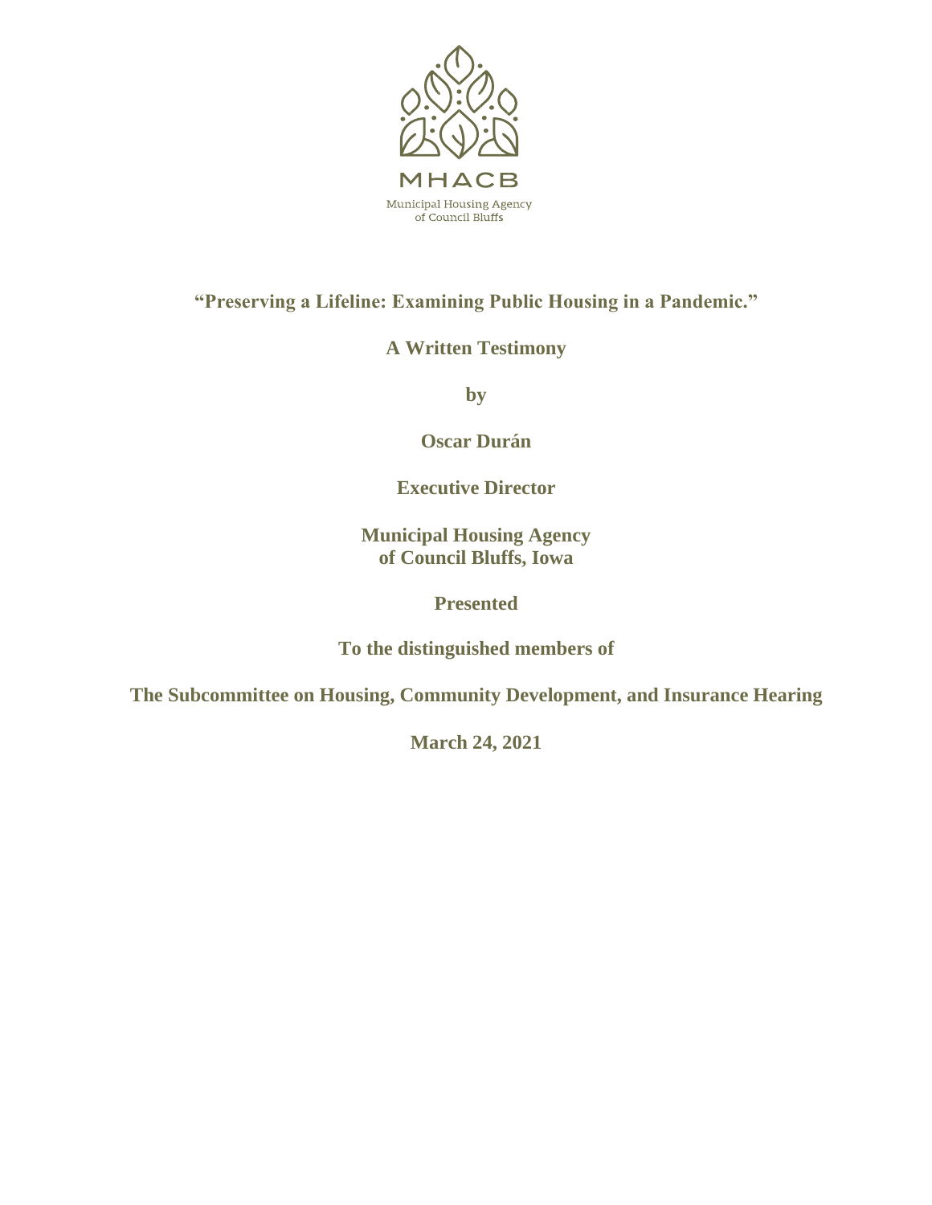MHACB

Municipal Housing Agency
of Council Bluffs

**"Preserving a Lifeline: Examining Public Housing in a Pandemic."**

**A Written Testimony**

**by**

**Oscar Durán**

**Executive Director**

**Municipal Housing Agency**
**of Council Bluffs, Iowa**

**Presented**

**To the distinguished members of**

**The Subcommittee on Housing, Community Development, and Insurance Hearing**

**March 24, 2021**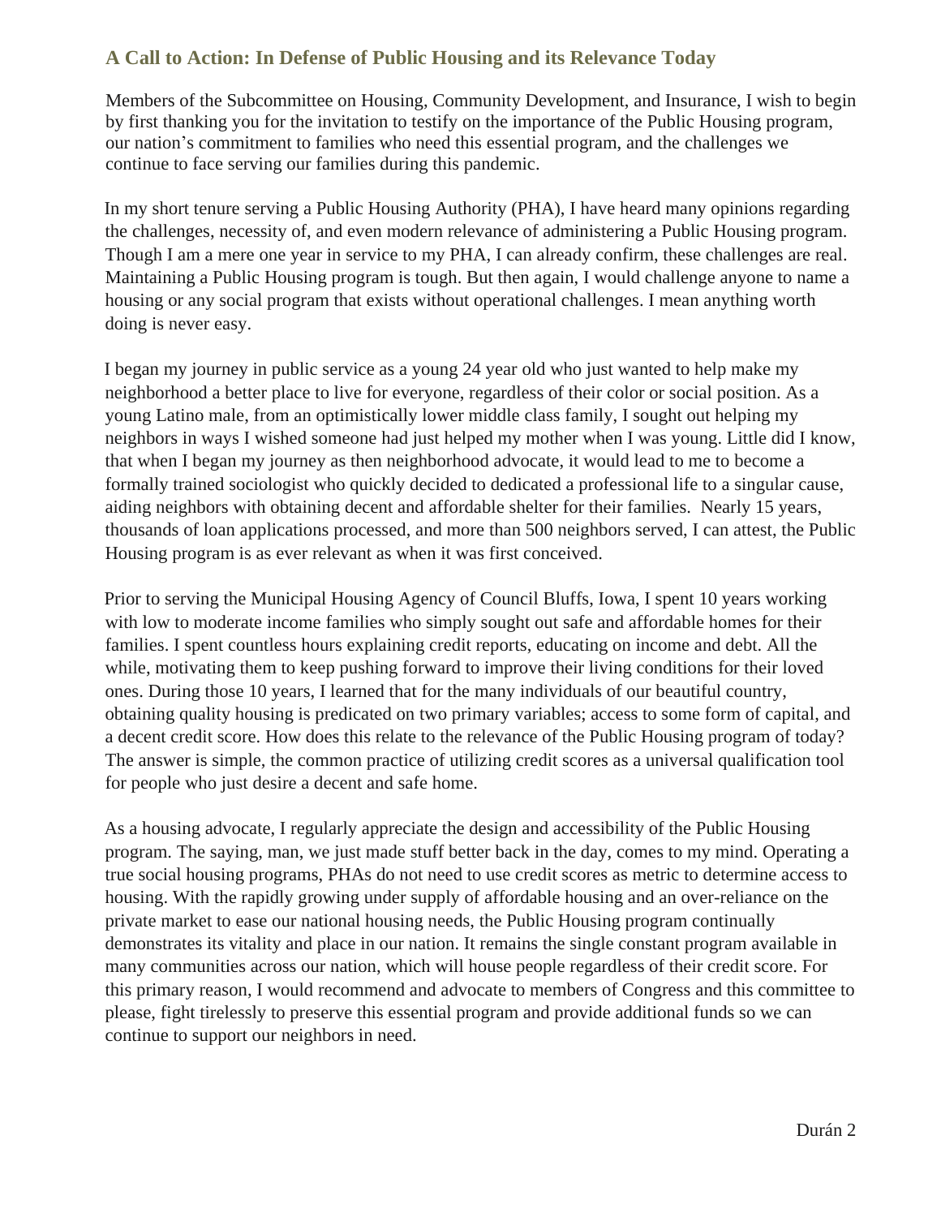## A Call to Action: In Defense of Public Housing and its Relevance Today

Members of the Subcommittee on Housing, Community Development, and Insurance, I wish to begin by first thanking you for the invitation to testify on the importance of the Public Housing program, our nation's commitment to families who need this essential program, and the challenges we continue to face serving our families during this pandemic.

In my short tenure serving a Public Housing Authority (PHA), I have heard many opinions regarding the challenges, necessity of, and even modern relevance of administering a Public Housing program. Though I am a mere one year in service to my PHA, I can already confirm, these challenges are real. Maintaining a Public Housing program is tough. But then again, I would challenge anyone to name a housing or any social program that exists without operational challenges. I mean anything worth doing is never easy.

I began my journey in public service as a young 24 year old who just wanted to help make my neighborhood a better place to live for everyone, regardless of their color or social position. As a young Latino male, from an optimistically lower middle class family, I sought out helping my neighbors in ways I wished someone had just helped my mother when I was young. Little did I know, that when I began my journey as then neighborhood advocate, it would lead to me to become a formally trained sociologist who quickly decided to dedicated a professional life to a singular cause, aiding neighbors with obtaining decent and affordable shelter for their families. Nearly 15 years, thousands of loan applications processed, and more than 500 neighbors served, I can attest, the Public Housing program is as ever relevant as when it was first conceived.

Prior to serving the Municipal Housing Agency of Council Bluffs, Iowa, I spent 10 years working with low to moderate income families who simply sought out safe and affordable homes for their families. I spent countless hours explaining credit reports, educating on income and debt. All the while, motivating them to keep pushing forward to improve their living conditions for their loved ones. During those 10 years, I learned that for the many individuals of our beautiful country, obtaining quality housing is predicated on two primary variables; access to some form of capital, and a decent credit score. How does this relate to the relevance of the Public Housing program of today? The answer is simple, the common practice of utilizing credit scores as a universal qualification tool for people who just desire a decent and safe home.

As a housing advocate, I regularly appreciate the design and accessibility of the Public Housing program. The saying, man, we just made stuff better back in the day, comes to my mind. Operating a true social housing programs, PHAs do not need to use credit scores as metric to determine access to housing. With the rapidly growing under supply of affordable housing and an over-reliance on the private market to ease our national housing needs, the Public Housing program continually demonstrates its vitality and place in our nation. It remains the single constant program available in many communities across our nation, which will house people regardless of their credit score. For this primary reason, I would recommend and advocate to members of Congress and this committee to please, fight tirelessly to preserve this essential program and provide additional funds so we can continue to support our neighbors in need.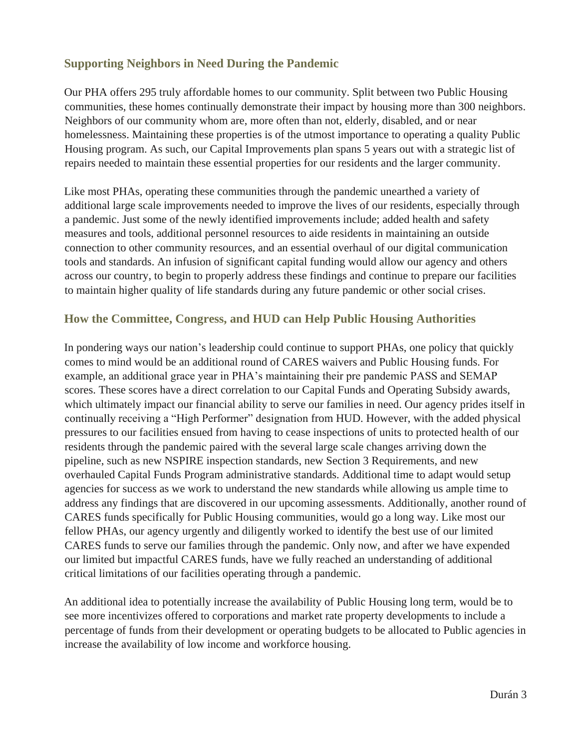## Supporting Neighbors in Need During the Pandemic

Our PHA offers 295 truly affordable homes to our community. Split between two Public Housing communities, these homes continually demonstrate their impact by housing more than 300 neighbors. Neighbors of our community whom are, more often than not, elderly, disabled, and or near homelessness. Maintaining these properties is of the utmost importance to operating a quality Public Housing program. As such, our Capital Improvements plan spans 5 years out with a strategic list of repairs needed to maintain these essential properties for our residents and the larger community.

Like most PHAs, operating these communities through the pandemic unearthed a variety of additional large scale improvements needed to improve the lives of our residents, especially through a pandemic. Just some of the newly identified improvements include; added health and safety measures and tools, additional personnel resources to aide residents in maintaining an outside connection to other community resources, and an essential overhaul of our digital communication tools and standards. An infusion of significant capital funding would allow our agency and others across our country, to begin to properly address these findings and continue to prepare our facilities to maintain higher quality of life standards during any future pandemic or other social crises.

## How the Committee, Congress, and HUD can Help Public Housing Authorities

In pondering ways our nation's leadership could continue to support PHAs, one policy that quickly comes to mind would be an additional round of CARES waivers and Public Housing funds. For example, an additional grace year in PHA's maintaining their pre pandemic PASS and SEMAP scores. These scores have a direct correlation to our Capital Funds and Operating Subsidy awards, which ultimately impact our financial ability to serve our families in need. Our agency prides itself in continually receiving a "High Performer" designation from HUD. However, with the added physical pressures to our facilities ensued from having to cease inspections of units to protected health of our residents through the pandemic paired with the several large scale changes arriving down the pipeline, such as new NSPIRE inspection standards, new Section 3 Requirements, and new overhauled Capital Funds Program administrative standards. Additional time to adapt would setup agencies for success as we work to understand the new standards while allowing us ample time to address any findings that are discovered in our upcoming assessments. Additionally, another round of CARES funds specifically for Public Housing communities, would go a long way. Like most our fellow PHAs, our agency urgently and diligently worked to identify the best use of our limited CARES funds to serve our families through the pandemic. Only now, and after we have expended our limited but impactful CARES funds, have we fully reached an understanding of additional critical limitations of our facilities operating through a pandemic.

An additional idea to potentially increase the availability of Public Housing long term, would be to see more incentivizes offered to corporations and market rate property developments to include a percentage of funds from their development or operating budgets to be allocated to Public agencies in increase the availability of low income and workforce housing.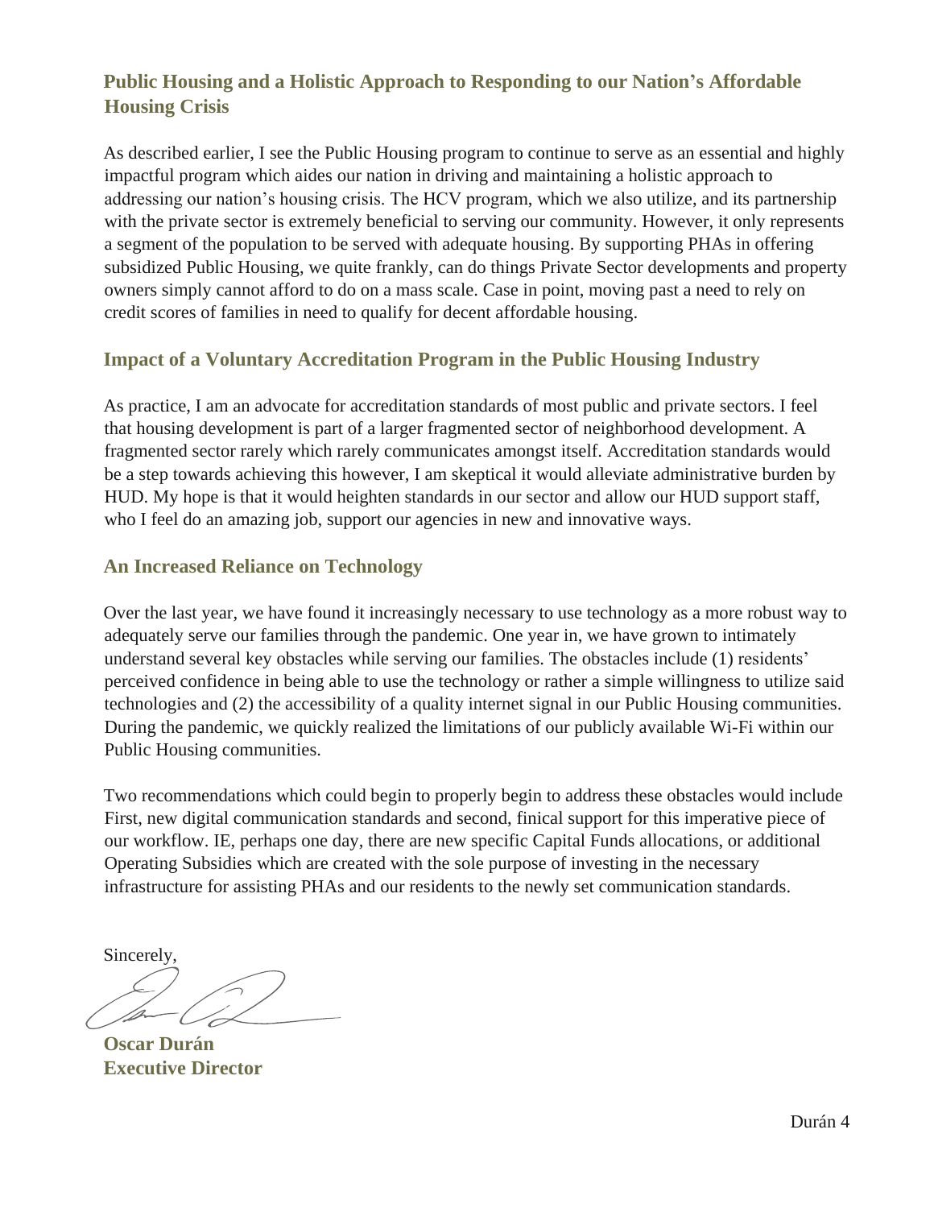## Public Housing and a Holistic Approach to Responding to our Nation's Affordable Housing Crisis

As described earlier, I see the Public Housing program to continue to serve as an essential and highly impactful program which aides our nation in driving and maintaining a holistic approach to addressing our nation's housing crisis. The HCV program, which we also utilize, and its partnership with the private sector is extremely beneficial to serving our community. However, it only represents a segment of the population to be served with adequate housing. By supporting PHAs in offering subsidized Public Housing, we quite frankly, can do things Private Sector developments and property owners simply cannot afford to do on a mass scale. Case in point, moving past a need to rely on credit scores of families in need to qualify for decent affordable housing.

## Impact of a Voluntary Accreditation Program in the Public Housing Industry

As practice, I am an advocate for accreditation standards of most public and private sectors. I feel that housing development is part of a larger fragmented sector of neighborhood development. A fragmented sector rarely which rarely communicates amongst itself. Accreditation standards would be a step towards achieving this however, I am skeptical it would alleviate administrative burden by HUD. My hope is that it would heighten standards in our sector and allow our HUD support staff, who I feel do an amazing job, support our agencies in new and innovative ways.

## An Increased Reliance on Technology

Over the last year, we have found it increasingly necessary to use technology as a more robust way to adequately serve our families through the pandemic. One year in, we have grown to intimately understand several key obstacles while serving our families. The obstacles include (1) residents' perceived confidence in being able to use the technology or rather a simple willingness to utilize said technologies and (2) the accessibility of a quality internet signal in our Public Housing communities. During the pandemic, we quickly realized the limitations of our publicly available Wi-Fi within our Public Housing communities.

Two recommendations which could begin to properly begin to address these obstacles would include First, new digital communication standards and second, finical support for this imperative piece of our workflow. IE, perhaps one day, there are new specific Capital Funds allocations, or additional Operating Subsidies which are created with the sole purpose of investing in the necessary infrastructure for assisting PHAs and our residents to the newly set communication standards.

Sincerely,

**Oscar Durán**
**Executive Director**